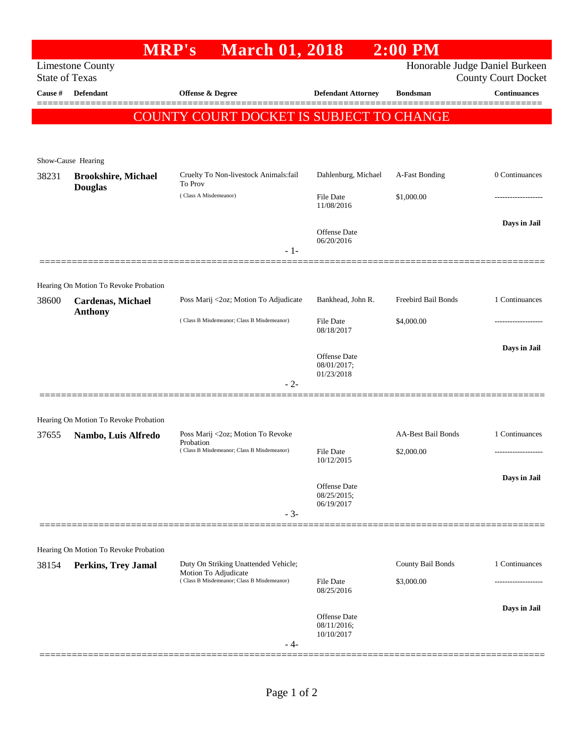# MRP's March 01, 2018 2:00 PM

Limestone County
State of Texas

Honorable Judge Daniel Burkeen
County Court Docket

| Cause # | Defendant | Offense & Degree | Defendant Attorney | Bondsman | Continuances |
|---|---|---|---|---|---|

**COUNTY COURT DOCKET IS SUBJECT TO CHANGE**

Show-Cause Hearing

| Cause # | Defendant | Offense & Degree | Defendant Attorney | Bondsman | Continuances |
|---|---|---|---|---|---|
| 38231 | **Brookshire, Michael Douglas** | Cruelty To Non-livestock Animals:fail To Prov ( Class A Misdemeanor) | Dahlenburg, Michael | A-Fast Bonding | 0 Continuances |
| | | | File Date 11/08/2016 | $1,000.00 | ------------------- |
| | | | Offense Date 06/20/2016 | | **Days in Jail** |

- 1-

Hearing On Motion To Revoke Probation

| Cause # | Defendant | Offense & Degree | Defendant Attorney | Bondsman | Continuances |
|---|---|---|---|---|---|
| 38600 | **Cardenas, Michael Anthony** | Poss Marij <2oz; Motion To Adjudicate ( Class B Misdemeanor; Class B Misdemeanor) | Bankhead, John R. | Freebird Bail Bonds | 1 Continuances |
| | | | File Date 08/18/2017 | $4,000.00 | ------------------- |
| | | | Offense Date 08/01/2017; 01/23/2018 | | **Days in Jail** |

- 2-

Hearing On Motion To Revoke Probation

| Cause # | Defendant | Offense & Degree | Defendant Attorney | Bondsman | Continuances |
|---|---|---|---|---|---|
| 37655 | **Nambo, Luis Alfredo** | Poss Marij <2oz; Motion To Revoke Probation ( Class B Misdemeanor; Class B Misdemeanor) | | AA-Best Bail Bonds | 1 Continuances |
| | | | File Date 10/12/2015 | $2,000.00 | ------------------- |
| | | | Offense Date 08/25/2015; 06/19/2017 | | **Days in Jail** |

- 3-

Hearing On Motion To Revoke Probation

| Cause # | Defendant | Offense & Degree | Defendant Attorney | Bondsman | Continuances |
|---|---|---|---|---|---|
| 38154 | **Perkins, Trey Jamal** | Duty On Striking Unattended Vehicle; Motion To Adjudicate ( Class B Misdemeanor; Class B Misdemeanor) | | County Bail Bonds | 1 Continuances |
| | | | File Date 08/25/2016 | $3,000.00 | ------------------- |
| | | | Offense Date 08/11/2016; 10/10/2017 | | **Days in Jail** |

- 4-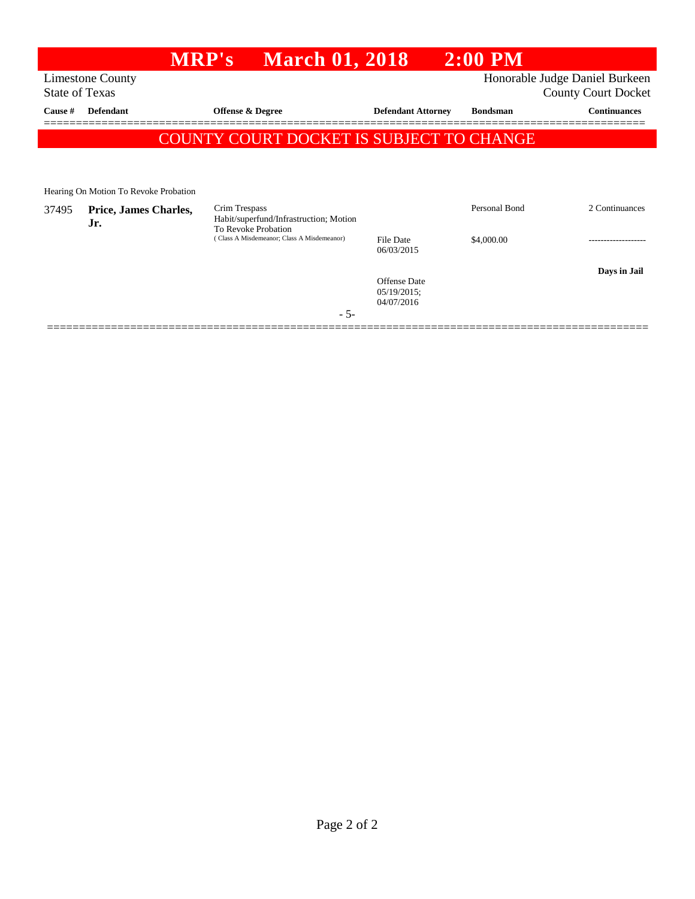# MRP's March 01, 2018 2:00 PM

Limestone County
State of Texas

Honorable Judge Daniel Burkeen
County Court Docket

## COUNTY COURT DOCKET IS SUBJECT TO CHANGE

Hearing On Motion To Revoke Probation

| Cause # | Defendant | Offense & Degree | Defendant Attorney | Bondsman | Continuances |
|---|---|---|---|---|---|
| 37495 | **Price, James Charles, Jr.** | Crim Trespass Habit/superfund/Infrastruction; Motion To Revoke Probation<br>( Class A Misdemeanor; Class A Misdemeanor) | File Date<br>06/03/2015<br><br>Offense Date<br>05/19/2015;<br>04/07/2016 | Personal Bond<br><br>$4,000.00 | 2 Continuances<br><br>-------------------<br><br>**Days in Jail** |

- 5-